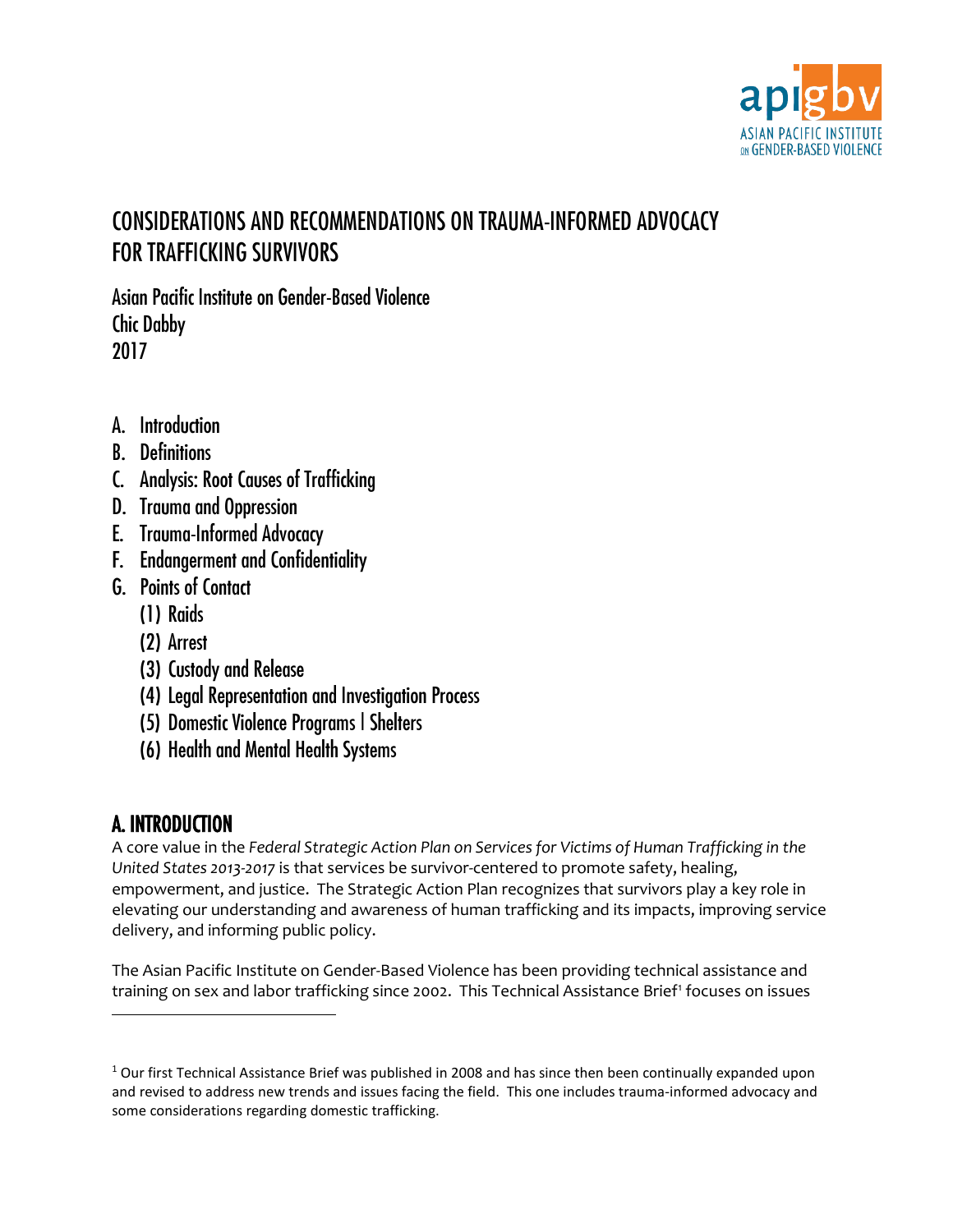apigbv
ASIAN PACIFIC INSTITUTE ON GENDER-BASED VIOLENCE

# CONSIDERATIONS AND RECOMMENDATIONS ON TRAUMA-INFORMED ADVOCACY FOR TRAFFICKING SURVIVORS

Asian Pacific Institute on Gender-Based Violence
Chic Dabby
2017

A. Introduction
B. Definitions
C. Analysis: Root Causes of Trafficking
D. Trauma and Oppression
E. Trauma-Informed Advocacy
F. Endangerment and Confidentiality
G. Points of Contact
   (1) Raids
   (2) Arrest
   (3) Custody and Release
   (4) Legal Representation and Investigation Process
   (5) Domestic Violence Programs | Shelters
   (6) Health and Mental Health Systems

## A. INTRODUCTION

A core value in the *Federal Strategic Action Plan on Services for Victims of Human Trafficking in the United States 2013-2017* is that services be survivor-centered to promote safety, healing, empowerment, and justice. The Strategic Action Plan recognizes that survivors play a key role in elevating our understanding and awareness of human trafficking and its impacts, improving service delivery, and informing public policy.

The Asian Pacific Institute on Gender-Based Violence has been providing technical assistance and training on sex and labor trafficking since 2002. This Technical Assistance Brief[1] focuses on issues

[1] Our first Technical Assistance Brief was published in 2008 and has since then been continually expanded upon and revised to address new trends and issues facing the field. This one includes trauma-informed advocacy and some considerations regarding domestic trafficking.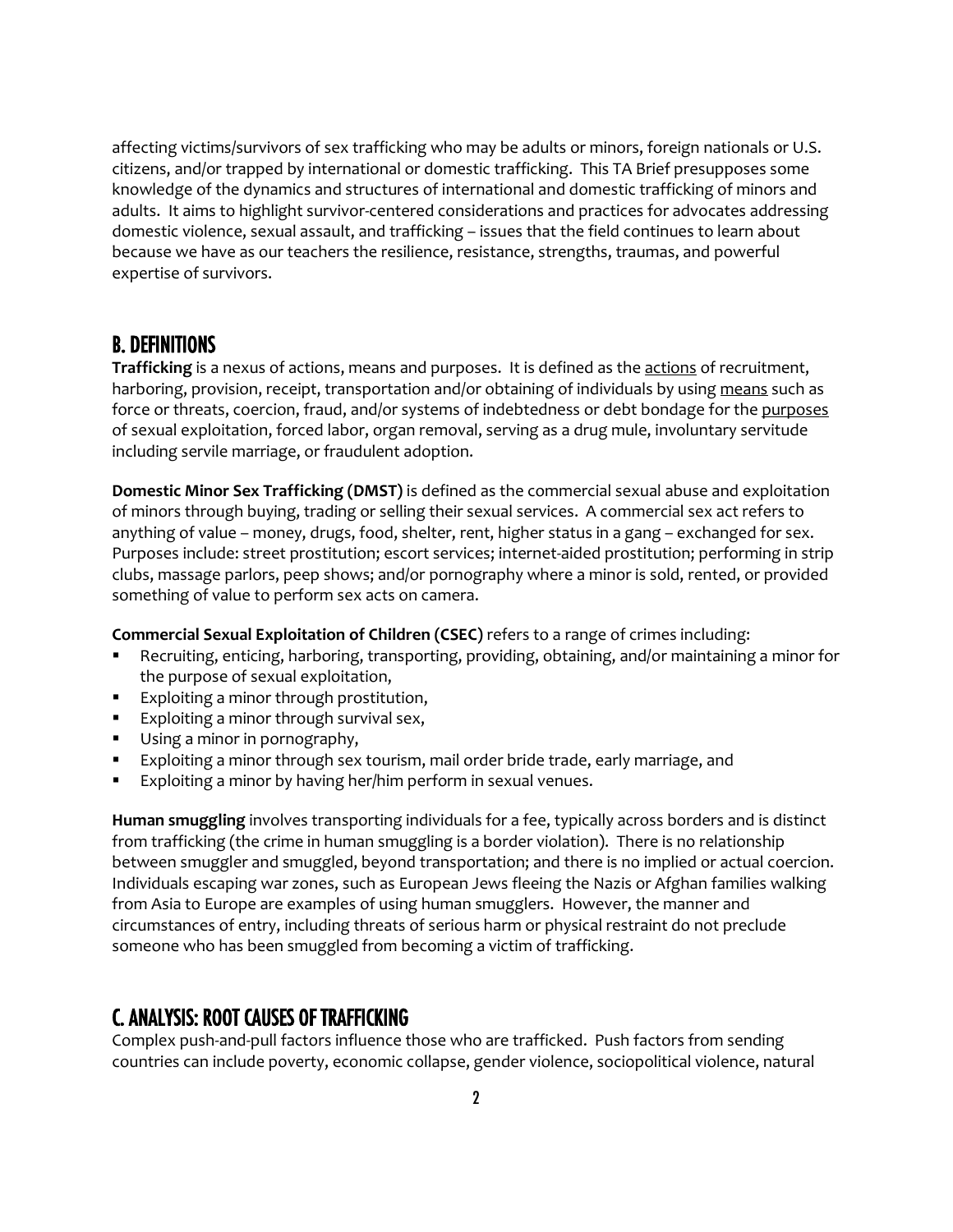affecting victims/survivors of sex trafficking who may be adults or minors, foreign nationals or U.S. citizens, and/or trapped by international or domestic trafficking. This TA Brief presupposes some knowledge of the dynamics and structures of international and domestic trafficking of minors and adults. It aims to highlight survivor-centered considerations and practices for advocates addressing domestic violence, sexual assault, and trafficking – issues that the field continues to learn about because we have as our teachers the resilience, resistance, strengths, traumas, and powerful expertise of survivors.

## B. DEFINITIONS

**Trafficking** is a nexus of actions, means and purposes. It is defined as the <u>actions</u> of recruitment, harboring, provision, receipt, transportation and/or obtaining of individuals by using <u>means</u> such as force or threats, coercion, fraud, and/or systems of indebtedness or debt bondage for the <u>purposes</u> of sexual exploitation, forced labor, organ removal, serving as a drug mule, involuntary servitude including servile marriage, or fraudulent adoption.

**Domestic Minor Sex Trafficking (DMST)** is defined as the commercial sexual abuse and exploitation of minors through buying, trading or selling their sexual services. A commercial sex act refers to anything of value – money, drugs, food, shelter, rent, higher status in a gang – exchanged for sex. Purposes include: street prostitution; escort services; internet-aided prostitution; performing in strip clubs, massage parlors, peep shows; and/or pornography where a minor is sold, rented, or provided something of value to perform sex acts on camera.

**Commercial Sexual Exploitation of Children (CSEC)** refers to a range of crimes including:

- Recruiting, enticing, harboring, transporting, providing, obtaining, and/or maintaining a minor for the purpose of sexual exploitation,
- Exploiting a minor through prostitution,
- Exploiting a minor through survival sex,
- Using a minor in pornography,
- Exploiting a minor through sex tourism, mail order bride trade, early marriage, and
- Exploiting a minor by having her/him perform in sexual venues.

**Human smuggling** involves transporting individuals for a fee, typically across borders and is distinct from trafficking (the crime in human smuggling is a border violation). There is no relationship between smuggler and smuggled, beyond transportation; and there is no implied or actual coercion. Individuals escaping war zones, such as European Jews fleeing the Nazis or Afghan families walking from Asia to Europe are examples of using human smugglers. However, the manner and circumstances of entry, including threats of serious harm or physical restraint do not preclude someone who has been smuggled from becoming a victim of trafficking.

## C. ANALYSIS: ROOT CAUSES OF TRAFFICKING

Complex push-and-pull factors influence those who are trafficked. Push factors from sending countries can include poverty, economic collapse, gender violence, sociopolitical violence, natural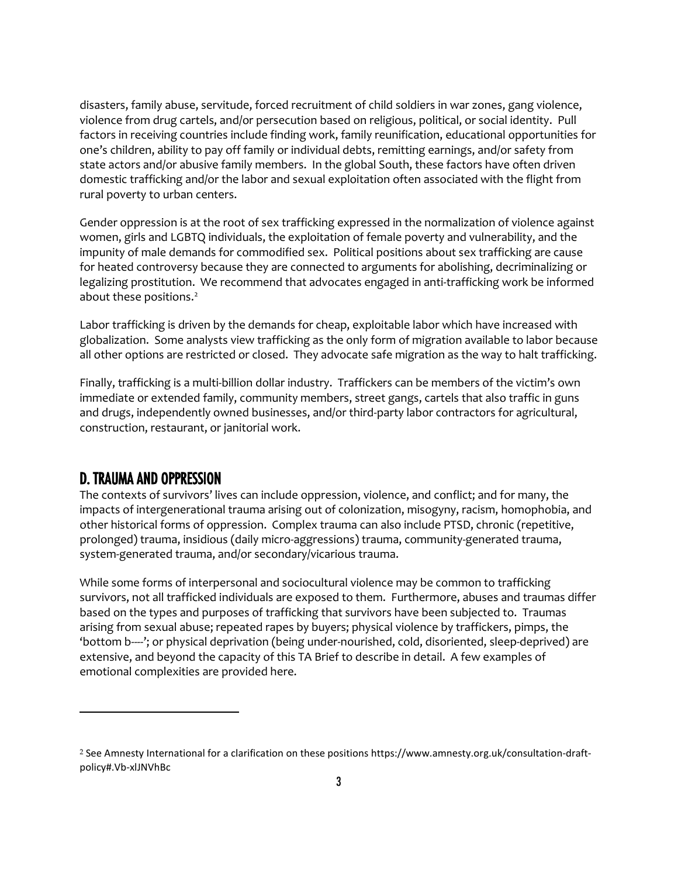disasters, family abuse, servitude, forced recruitment of child soldiers in war zones, gang violence, violence from drug cartels, and/or persecution based on religious, political, or social identity. Pull factors in receiving countries include finding work, family reunification, educational opportunities for one's children, ability to pay off family or individual debts, remitting earnings, and/or safety from state actors and/or abusive family members. In the global South, these factors have often driven domestic trafficking and/or the labor and sexual exploitation often associated with the flight from rural poverty to urban centers.

Gender oppression is at the root of sex trafficking expressed in the normalization of violence against women, girls and LGBTQ individuals, the exploitation of female poverty and vulnerability, and the impunity of male demands for commodified sex. Political positions about sex trafficking are cause for heated controversy because they are connected to arguments for abolishing, decriminalizing or legalizing prostitution. We recommend that advocates engaged in anti-trafficking work be informed about these positions.[2]

Labor trafficking is driven by the demands for cheap, exploitable labor which have increased with globalization. Some analysts view trafficking as the only form of migration available to labor because all other options are restricted or closed. They advocate safe migration as the way to halt trafficking.

Finally, trafficking is a multi-billion dollar industry. Traffickers can be members of the victim's own immediate or extended family, community members, street gangs, cartels that also traffic in guns and drugs, independently owned businesses, and/or third-party labor contractors for agricultural, construction, restaurant, or janitorial work.

## D. TRAUMA AND OPPRESSION

The contexts of survivors' lives can include oppression, violence, and conflict; and for many, the impacts of intergenerational trauma arising out of colonization, misogyny, racism, homophobia, and other historical forms of oppression. Complex trauma can also include PTSD, chronic (repetitive, prolonged) trauma, insidious (daily micro-aggressions) trauma, community-generated trauma, system-generated trauma, and/or secondary/vicarious trauma.

While some forms of interpersonal and sociocultural violence may be common to trafficking survivors, not all trafficked individuals are exposed to them. Furthermore, abuses and traumas differ based on the types and purposes of trafficking that survivors have been subjected to. Traumas arising from sexual abuse; repeated rapes by buyers; physical violence by traffickers, pimps, the 'bottom b----'; or physical deprivation (being under-nourished, cold, disoriented, sleep-deprived) are extensive, and beyond the capacity of this TA Brief to describe in detail. A few examples of emotional complexities are provided here.

---

[2] See Amnesty International for a clarification on these positions https://www.amnesty.org.uk/consultation-draft-policy#.Vb-xlJNVhBc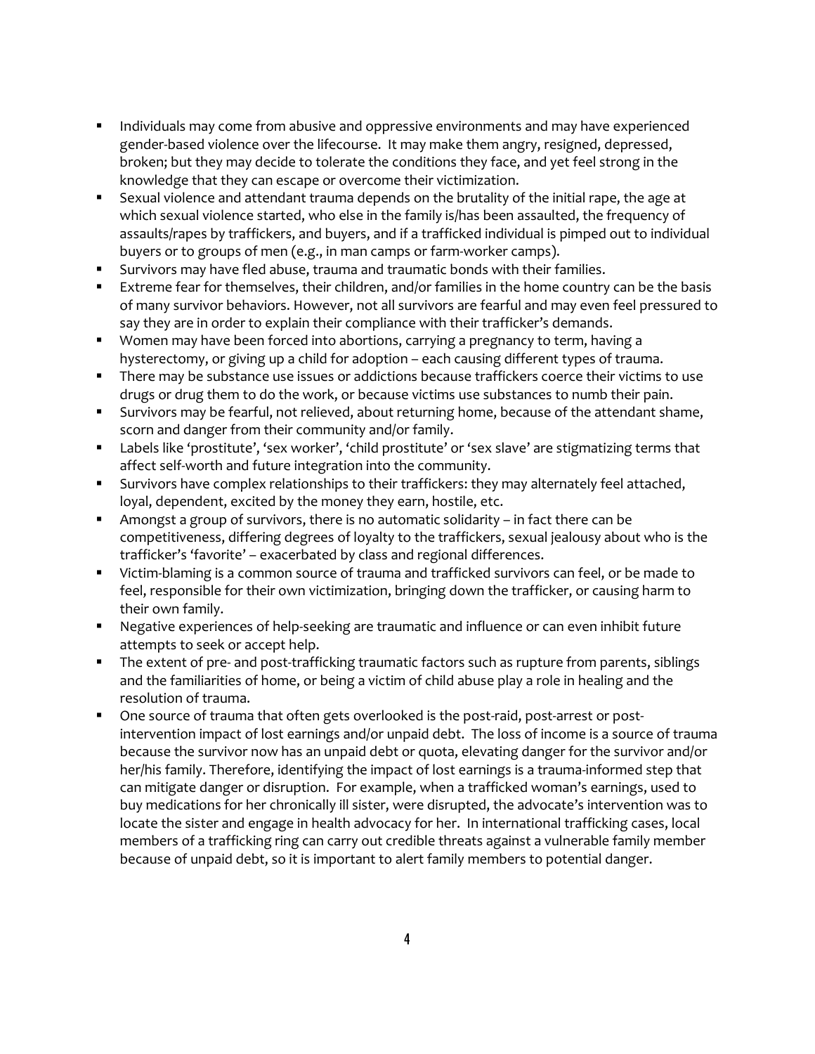- Individuals may come from abusive and oppressive environments and may have experienced gender-based violence over the lifecourse. It may make them angry, resigned, depressed, broken; but they may decide to tolerate the conditions they face, and yet feel strong in the knowledge that they can escape or overcome their victimization.
- Sexual violence and attendant trauma depends on the brutality of the initial rape, the age at which sexual violence started, who else in the family is/has been assaulted, the frequency of assaults/rapes by traffickers, and buyers, and if a trafficked individual is pimped out to individual buyers or to groups of men (e.g., in man camps or farm-worker camps).
- Survivors may have fled abuse, trauma and traumatic bonds with their families.
- Extreme fear for themselves, their children, and/or families in the home country can be the basis of many survivor behaviors. However, not all survivors are fearful and may even feel pressured to say they are in order to explain their compliance with their trafficker's demands.
- Women may have been forced into abortions, carrying a pregnancy to term, having a hysterectomy, or giving up a child for adoption – each causing different types of trauma.
- There may be substance use issues or addictions because traffickers coerce their victims to use drugs or drug them to do the work, or because victims use substances to numb their pain.
- Survivors may be fearful, not relieved, about returning home, because of the attendant shame, scorn and danger from their community and/or family.
- Labels like 'prostitute', 'sex worker', 'child prostitute' or 'sex slave' are stigmatizing terms that affect self-worth and future integration into the community.
- Survivors have complex relationships to their traffickers: they may alternately feel attached, loyal, dependent, excited by the money they earn, hostile, etc.
- Amongst a group of survivors, there is no automatic solidarity – in fact there can be competitiveness, differing degrees of loyalty to the traffickers, sexual jealousy about who is the trafficker's 'favorite' – exacerbated by class and regional differences.
- Victim-blaming is a common source of trauma and trafficked survivors can feel, or be made to feel, responsible for their own victimization, bringing down the trafficker, or causing harm to their own family.
- Negative experiences of help-seeking are traumatic and influence or can even inhibit future attempts to seek or accept help.
- The extent of pre- and post-trafficking traumatic factors such as rupture from parents, siblings and the familiarities of home, or being a victim of child abuse play a role in healing and the resolution of trauma.
- One source of trauma that often gets overlooked is the post-raid, post-arrest or post-intervention impact of lost earnings and/or unpaid debt. The loss of income is a source of trauma because the survivor now has an unpaid debt or quota, elevating danger for the survivor and/or her/his family. Therefore, identifying the impact of lost earnings is a trauma-informed step that can mitigate danger or disruption. For example, when a trafficked woman's earnings, used to buy medications for her chronically ill sister, were disrupted, the advocate's intervention was to locate the sister and engage in health advocacy for her. In international trafficking cases, local members of a trafficking ring can carry out credible threats against a vulnerable family member because of unpaid debt, so it is important to alert family members to potential danger.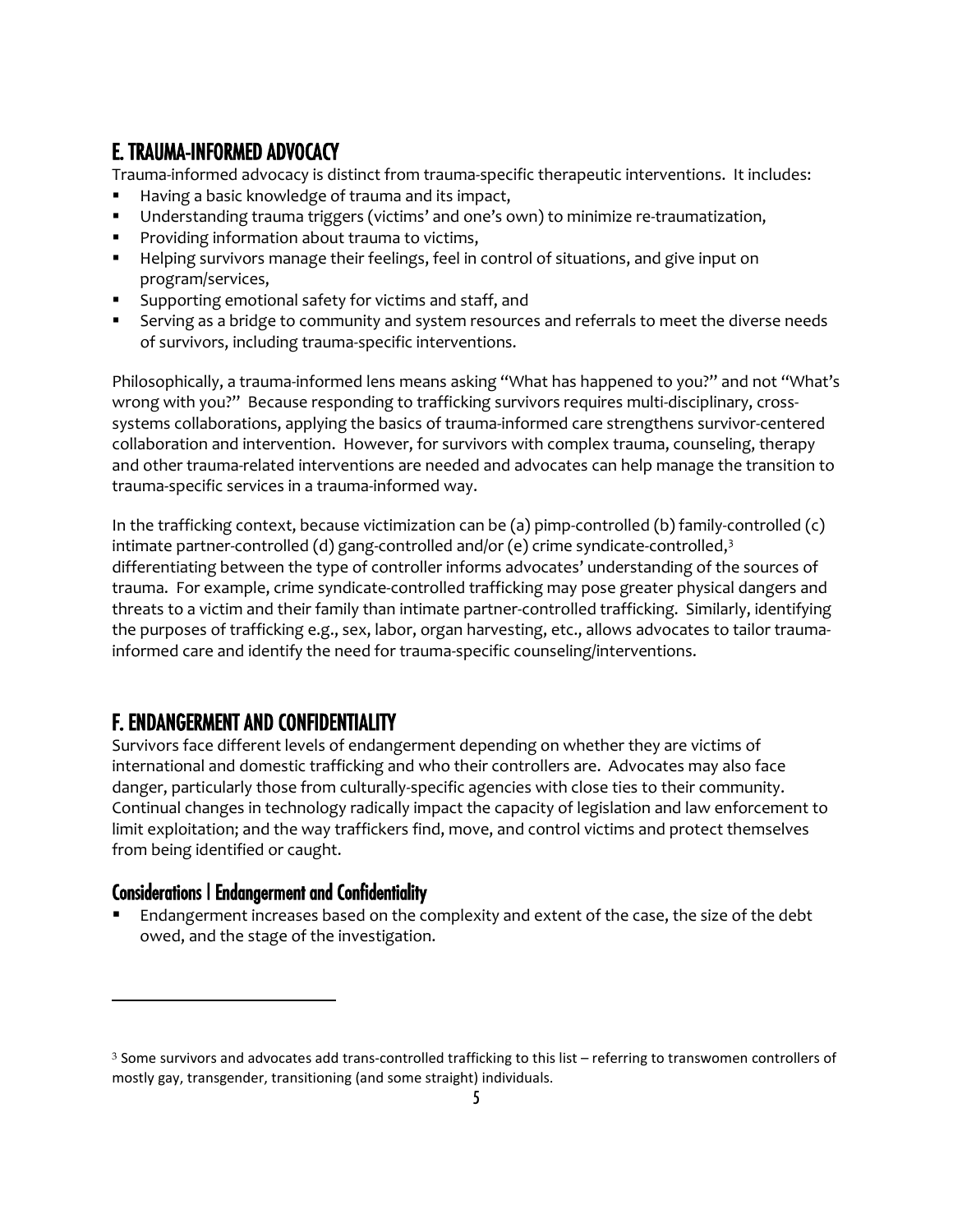## E. TRAUMA-INFORMED ADVOCACY

Trauma-informed advocacy is distinct from trauma-specific therapeutic interventions. It includes:

- Having a basic knowledge of trauma and its impact,
- Understanding trauma triggers (victims' and one's own) to minimize re-traumatization,
- Providing information about trauma to victims,
- Helping survivors manage their feelings, feel in control of situations, and give input on program/services,
- Supporting emotional safety for victims and staff, and
- Serving as a bridge to community and system resources and referrals to meet the diverse needs of survivors, including trauma-specific interventions.

Philosophically, a trauma-informed lens means asking "What has happened to you?" and not "What's wrong with you?" Because responding to trafficking survivors requires multi-disciplinary, cross-systems collaborations, applying the basics of trauma-informed care strengthens survivor-centered collaboration and intervention. However, for survivors with complex trauma, counseling, therapy and other trauma-related interventions are needed and advocates can help manage the transition to trauma-specific services in a trauma-informed way.

In the trafficking context, because victimization can be (a) pimp-controlled (b) family-controlled (c) intimate partner-controlled (d) gang-controlled and/or (e) crime syndicate-controlled,[3] differentiating between the type of controller informs advocates' understanding of the sources of trauma. For example, crime syndicate-controlled trafficking may pose greater physical dangers and threats to a victim and their family than intimate partner-controlled trafficking. Similarly, identifying the purposes of trafficking e.g., sex, labor, organ harvesting, etc., allows advocates to tailor trauma-informed care and identify the need for trauma-specific counseling/interventions.

## F. ENDANGERMENT AND CONFIDENTIALITY

Survivors face different levels of endangerment depending on whether they are victims of international and domestic trafficking and who their controllers are. Advocates may also face danger, particularly those from culturally-specific agencies with close ties to their community. Continual changes in technology radically impact the capacity of legislation and law enforcement to limit exploitation; and the way traffickers find, move, and control victims and protect themselves from being identified or caught.

### Considerations | Endangerment and Confidentiality

- Endangerment increases based on the complexity and extent of the case, the size of the debt owed, and the stage of the investigation.

---

[3] Some survivors and advocates add trans-controlled trafficking to this list – referring to transwomen controllers of mostly gay, transgender, transitioning (and some straight) individuals.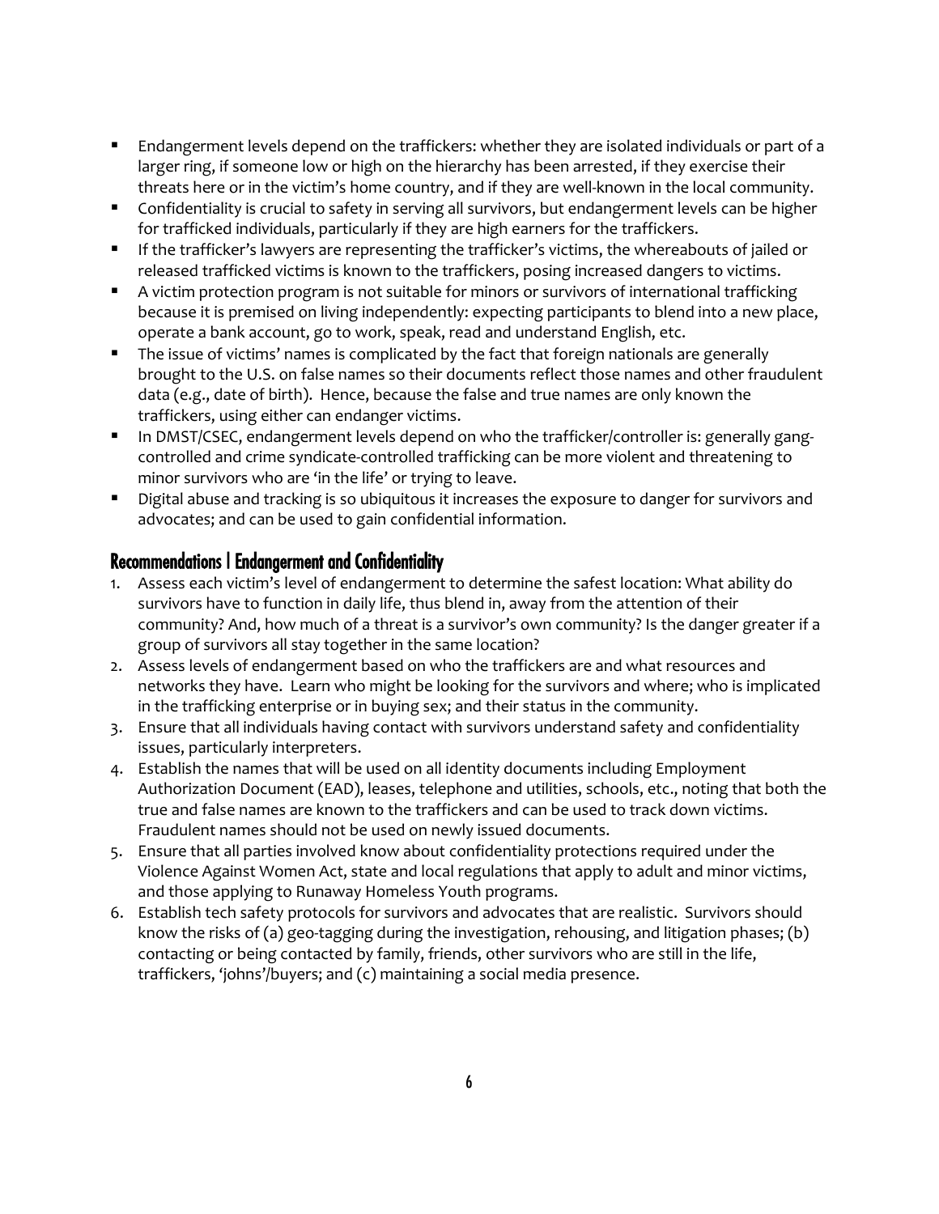- Endangerment levels depend on the traffickers: whether they are isolated individuals or part of a larger ring, if someone low or high on the hierarchy has been arrested, if they exercise their threats here or in the victim's home country, and if they are well-known in the local community.
- Confidentiality is crucial to safety in serving all survivors, but endangerment levels can be higher for trafficked individuals, particularly if they are high earners for the traffickers.
- If the trafficker's lawyers are representing the trafficker's victims, the whereabouts of jailed or released trafficked victims is known to the traffickers, posing increased dangers to victims.
- A victim protection program is not suitable for minors or survivors of international trafficking because it is premised on living independently: expecting participants to blend into a new place, operate a bank account, go to work, speak, read and understand English, etc.
- The issue of victims' names is complicated by the fact that foreign nationals are generally brought to the U.S. on false names so their documents reflect those names and other fraudulent data (e.g., date of birth). Hence, because the false and true names are only known the traffickers, using either can endanger victims.
- In DMST/CSEC, endangerment levels depend on who the trafficker/controller is: generally gang-controlled and crime syndicate-controlled trafficking can be more violent and threatening to minor survivors who are 'in the life' or trying to leave.
- Digital abuse and tracking is so ubiquitous it increases the exposure to danger for survivors and advocates; and can be used to gain confidential information.

## Recommendations | Endangerment and Confidentiality

1. Assess each victim's level of endangerment to determine the safest location: What ability do survivors have to function in daily life, thus blend in, away from the attention of their community? And, how much of a threat is a survivor's own community? Is the danger greater if a group of survivors all stay together in the same location?
2. Assess levels of endangerment based on who the traffickers are and what resources and networks they have. Learn who might be looking for the survivors and where; who is implicated in the trafficking enterprise or in buying sex; and their status in the community.
3. Ensure that all individuals having contact with survivors understand safety and confidentiality issues, particularly interpreters.
4. Establish the names that will be used on all identity documents including Employment Authorization Document (EAD), leases, telephone and utilities, schools, etc., noting that both the true and false names are known to the traffickers and can be used to track down victims. Fraudulent names should not be used on newly issued documents.
5. Ensure that all parties involved know about confidentiality protections required under the Violence Against Women Act, state and local regulations that apply to adult and minor victims, and those applying to Runaway Homeless Youth programs.
6. Establish tech safety protocols for survivors and advocates that are realistic. Survivors should know the risks of (a) geo-tagging during the investigation, rehousing, and litigation phases; (b) contacting or being contacted by family, friends, other survivors who are still in the life, traffickers, 'johns'/buyers; and (c) maintaining a social media presence.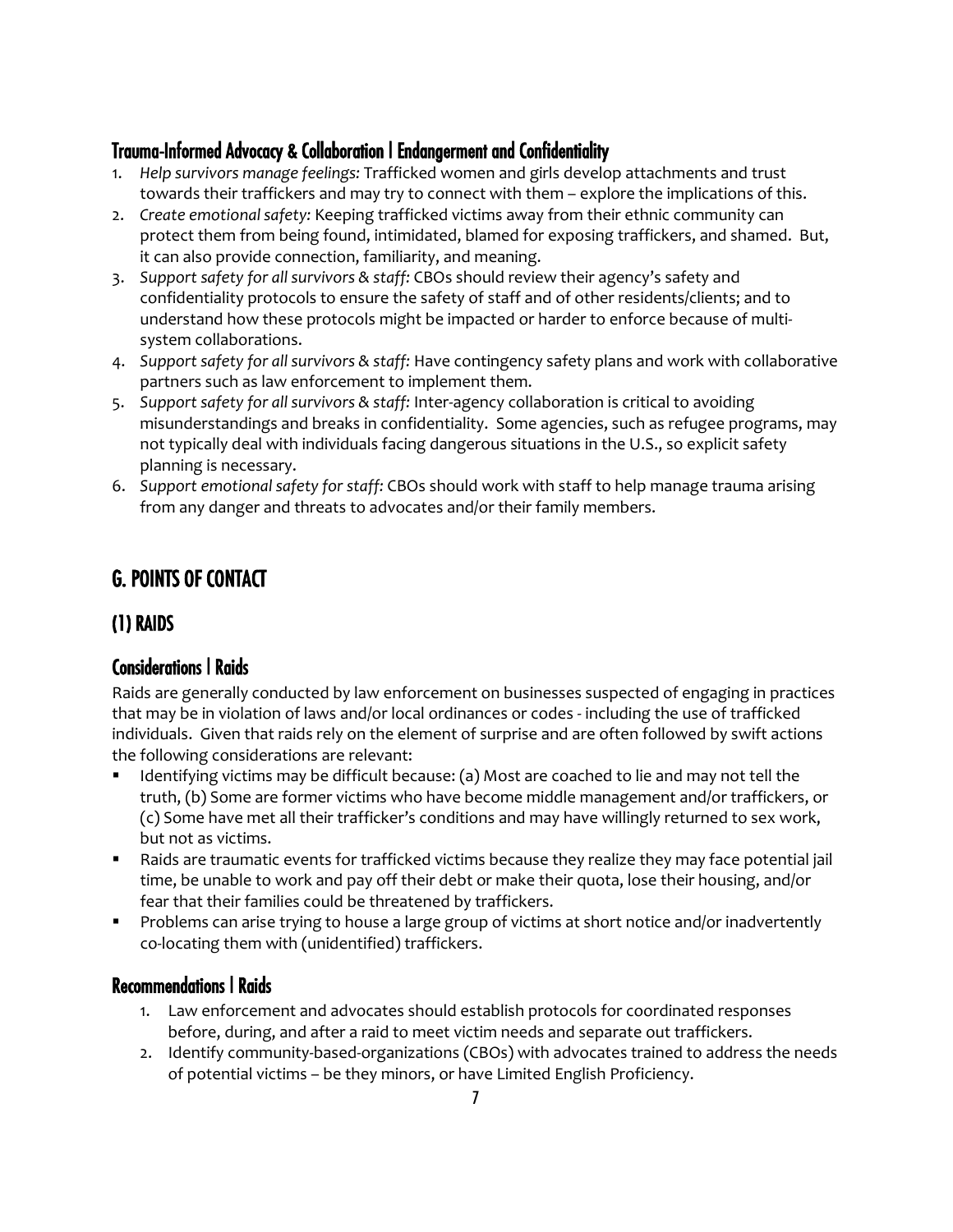### Trauma-Informed Advocacy & Collaboration | Endangerment and Confidentiality

1. *Help survivors manage feelings:* Trafficked women and girls develop attachments and trust towards their traffickers and may try to connect with them – explore the implications of this.
2. *Create emotional safety:* Keeping trafficked victims away from their ethnic community can protect them from being found, intimidated, blamed for exposing traffickers, and shamed. But, it can also provide connection, familiarity, and meaning.
3. *Support safety for all survivors & staff:* CBOs should review their agency's safety and confidentiality protocols to ensure the safety of staff and of other residents/clients; and to understand how these protocols might be impacted or harder to enforce because of multi-system collaborations.
4. *Support safety for all survivors & staff:* Have contingency safety plans and work with collaborative partners such as law enforcement to implement them.
5. *Support safety for all survivors & staff:* Inter-agency collaboration is critical to avoiding misunderstandings and breaks in confidentiality. Some agencies, such as refugee programs, may not typically deal with individuals facing dangerous situations in the U.S., so explicit safety planning is necessary.
6. *Support emotional safety for staff:* CBOs should work with staff to help manage trauma arising from any danger and threats to advocates and/or their family members.

## G. POINTS OF CONTACT

## (1) RAIDS

### Considerations | Raids

Raids are generally conducted by law enforcement on businesses suspected of engaging in practices that may be in violation of laws and/or local ordinances or codes - including the use of trafficked individuals. Given that raids rely on the element of surprise and are often followed by swift actions the following considerations are relevant:

- Identifying victims may be difficult because: (a) Most are coached to lie and may not tell the truth, (b) Some are former victims who have become middle management and/or traffickers, or (c) Some have met all their trafficker's conditions and may have willingly returned to sex work, but not as victims.
- Raids are traumatic events for trafficked victims because they realize they may face potential jail time, be unable to work and pay off their debt or make their quota, lose their housing, and/or fear that their families could be threatened by traffickers.
- Problems can arise trying to house a large group of victims at short notice and/or inadvertently co-locating them with (unidentified) traffickers.

### Recommendations | Raids

1. Law enforcement and advocates should establish protocols for coordinated responses before, during, and after a raid to meet victim needs and separate out traffickers.
2. Identify community-based-organizations (CBOs) with advocates trained to address the needs of potential victims – be they minors, or have Limited English Proficiency.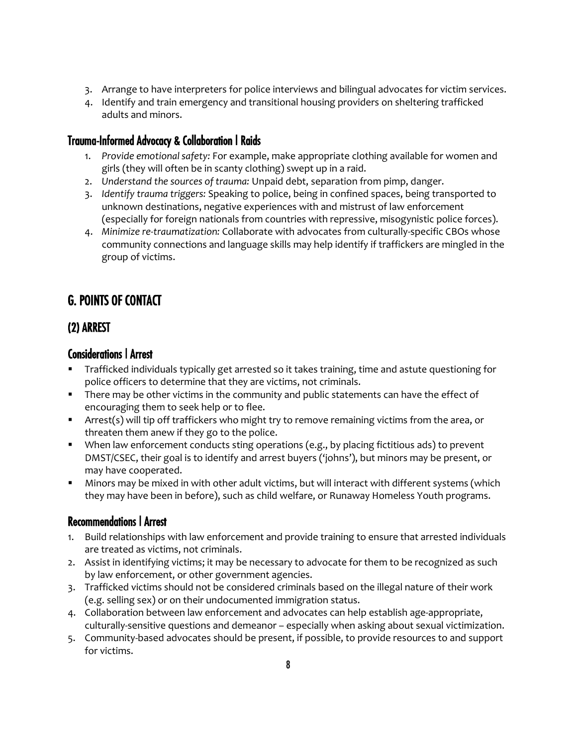3. Arrange to have interpreters for police interviews and bilingual advocates for victim services.
4. Identify and train emergency and transitional housing providers on sheltering trafficked adults and minors.

### Trauma-Informed Advocacy & Collaboration | Raids

1. *Provide emotional safety:* For example, make appropriate clothing available for women and girls (they will often be in scanty clothing) swept up in a raid.
2. *Understand the sources of trauma:* Unpaid debt, separation from pimp, danger.
3. *Identify trauma triggers:* Speaking to police, being in confined spaces, being transported to unknown destinations, negative experiences with and mistrust of law enforcement (especially for foreign nationals from countries with repressive, misogynistic police forces).
4. *Minimize re-traumatization:* Collaborate with advocates from culturally-specific CBOs whose community connections and language skills may help identify if traffickers are mingled in the group of victims.

## G. POINTS OF CONTACT

## (2) ARREST

### Considerations | Arrest

- Trafficked individuals typically get arrested so it takes training, time and astute questioning for police officers to determine that they are victims, not criminals.
- There may be other victims in the community and public statements can have the effect of encouraging them to seek help or to flee.
- Arrest(s) will tip off traffickers who might try to remove remaining victims from the area, or threaten them anew if they go to the police.
- When law enforcement conducts sting operations (e.g., by placing fictitious ads) to prevent DMST/CSEC, their goal is to identify and arrest buyers ('johns'), but minors may be present, or may have cooperated.
- Minors may be mixed in with other adult victims, but will interact with different systems (which they may have been in before), such as child welfare, or Runaway Homeless Youth programs.

### Recommendations | Arrest

1. Build relationships with law enforcement and provide training to ensure that arrested individuals are treated as victims, not criminals.
2. Assist in identifying victims; it may be necessary to advocate for them to be recognized as such by law enforcement, or other government agencies.
3. Trafficked victims should not be considered criminals based on the illegal nature of their work (e.g. selling sex) or on their undocumented immigration status.
4. Collaboration between law enforcement and advocates can help establish age-appropriate, culturally-sensitive questions and demeanor – especially when asking about sexual victimization.
5. Community-based advocates should be present, if possible, to provide resources to and support for victims.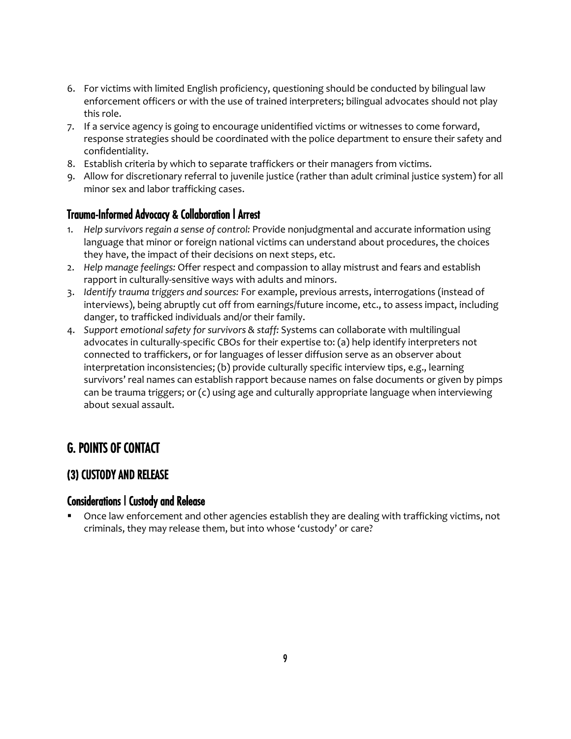6. For victims with limited English proficiency, questioning should be conducted by bilingual law enforcement officers or with the use of trained interpreters; bilingual advocates should not play this role.
7. If a service agency is going to encourage unidentified victims or witnesses to come forward, response strategies should be coordinated with the police department to ensure their safety and confidentiality.
8. Establish criteria by which to separate traffickers or their managers from victims.
9. Allow for discretionary referral to juvenile justice (rather than adult criminal justice system) for all minor sex and labor trafficking cases.

### Trauma-Informed Advocacy & Collaboration | Arrest

1. *Help survivors regain a sense of control:* Provide nonjudgmental and accurate information using language that minor or foreign national victims can understand about procedures, the choices they have, the impact of their decisions on next steps, etc.
2. *Help manage feelings:* Offer respect and compassion to allay mistrust and fears and establish rapport in culturally-sensitive ways with adults and minors.
3. *Identify trauma triggers and sources:* For example, previous arrests, interrogations (instead of interviews), being abruptly cut off from earnings/future income, etc., to assess impact, including danger, to trafficked individuals and/or their family.
4. *Support emotional safety for survivors & staff:* Systems can collaborate with multilingual advocates in culturally-specific CBOs for their expertise to: (a) help identify interpreters not connected to traffickers, or for languages of lesser diffusion serve as an observer about interpretation inconsistencies; (b) provide culturally specific interview tips, e.g., learning survivors' real names can establish rapport because names on false documents or given by pimps can be trauma triggers; or (c) using age and culturally appropriate language when interviewing about sexual assault.

## G. POINTS OF CONTACT

## (3) CUSTODY AND RELEASE

### Considerations | Custody and Release

- Once law enforcement and other agencies establish they are dealing with trafficking victims, not criminals, they may release them, but into whose 'custody' or care?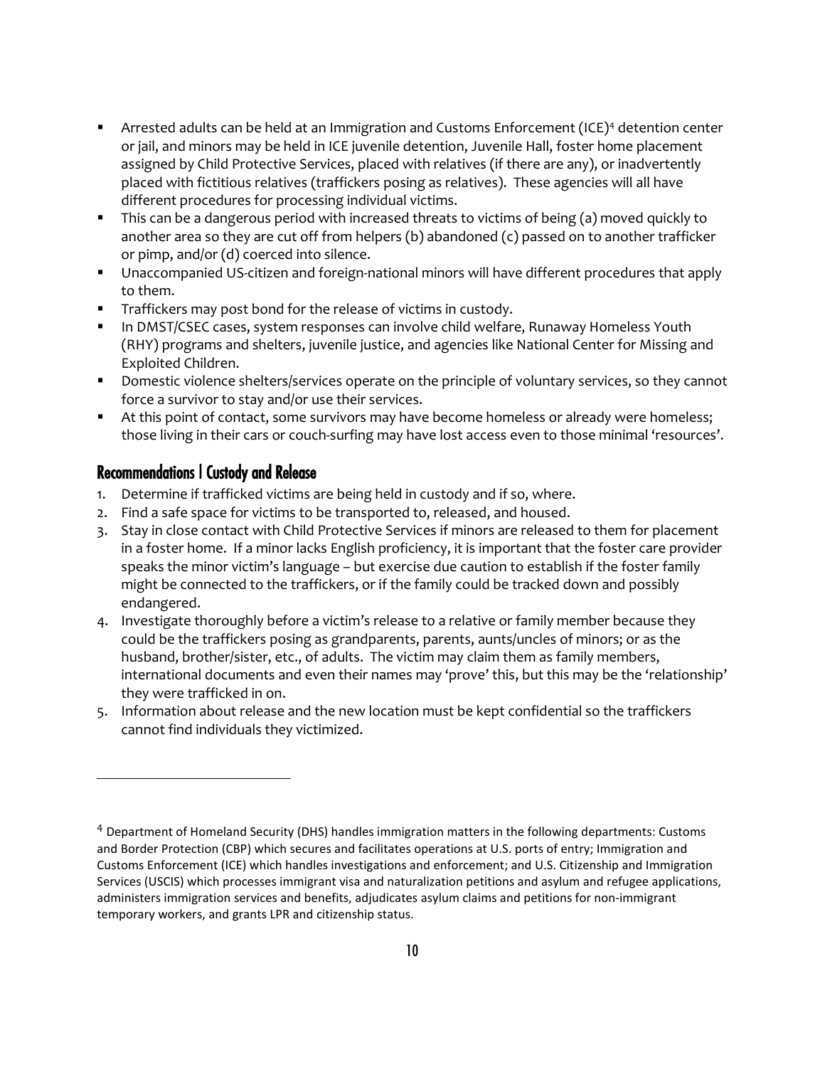- Arrested adults can be held at an Immigration and Customs Enforcement (ICE)[4] detention center or jail, and minors may be held in ICE juvenile detention, Juvenile Hall, foster home placement assigned by Child Protective Services, placed with relatives (if there are any), or inadvertently placed with fictitious relatives (traffickers posing as relatives). These agencies will all have different procedures for processing individual victims.
- This can be a dangerous period with increased threats to victims of being (a) moved quickly to another area so they are cut off from helpers (b) abandoned (c) passed on to another trafficker or pimp, and/or (d) coerced into silence.
- Unaccompanied US-citizen and foreign-national minors will have different procedures that apply to them.
- Traffickers may post bond for the release of victims in custody.
- In DMST/CSEC cases, system responses can involve child welfare, Runaway Homeless Youth (RHY) programs and shelters, juvenile justice, and agencies like National Center for Missing and Exploited Children.
- Domestic violence shelters/services operate on the principle of voluntary services, so they cannot force a survivor to stay and/or use their services.
- At this point of contact, some survivors may have become homeless or already were homeless; those living in their cars or couch-surfing may have lost access even to those minimal 'resources'.

## Recommendations | Custody and Release

1. Determine if trafficked victims are being held in custody and if so, where.
2. Find a safe space for victims to be transported to, released, and housed.
3. Stay in close contact with Child Protective Services if minors are released to them for placement in a foster home. If a minor lacks English proficiency, it is important that the foster care provider speaks the minor victim's language – but exercise due caution to establish if the foster family might be connected to the traffickers, or if the family could be tracked down and possibly endangered.
4. Investigate thoroughly before a victim's release to a relative or family member because they could be the traffickers posing as grandparents, parents, aunts/uncles of minors; or as the husband, brother/sister, etc., of adults. The victim may claim them as family members, international documents and even their names may 'prove' this, but this may be the 'relationship' they were trafficked in on.
5. Information about release and the new location must be kept confidential so the traffickers cannot find individuals they victimized.

---

[4] Department of Homeland Security (DHS) handles immigration matters in the following departments: Customs and Border Protection (CBP) which secures and facilitates operations at U.S. ports of entry; Immigration and Customs Enforcement (ICE) which handles investigations and enforcement; and U.S. Citizenship and Immigration Services (USCIS) which processes immigrant visa and naturalization petitions and asylum and refugee applications, administers immigration services and benefits, adjudicates asylum claims and petitions for non-immigrant temporary workers, and grants LPR and citizenship status.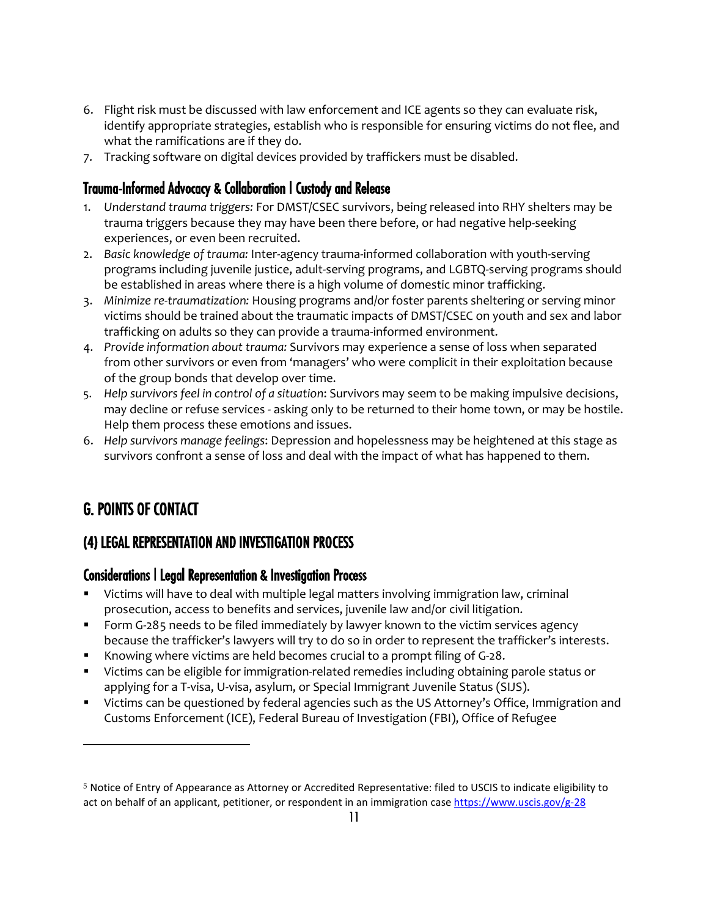6. Flight risk must be discussed with law enforcement and ICE agents so they can evaluate risk, identify appropriate strategies, establish who is responsible for ensuring victims do not flee, and what the ramifications are if they do.
7. Tracking software on digital devices provided by traffickers must be disabled.

### Trauma-Informed Advocacy & Collaboration | Custody and Release

1. *Understand trauma triggers:* For DMST/CSEC survivors, being released into RHY shelters may be trauma triggers because they may have been there before, or had negative help-seeking experiences, or even been recruited.
2. *Basic knowledge of trauma:* Inter-agency trauma-informed collaboration with youth-serving programs including juvenile justice, adult-serving programs, and LGBTQ-serving programs should be established in areas where there is a high volume of domestic minor trafficking.
3. *Minimize re-traumatization:* Housing programs and/or foster parents sheltering or serving minor victims should be trained about the traumatic impacts of DMST/CSEC on youth and sex and labor trafficking on adults so they can provide a trauma-informed environment.
4. *Provide information about trauma:* Survivors may experience a sense of loss when separated from other survivors or even from 'managers' who were complicit in their exploitation because of the group bonds that develop over time.
5. *Help survivors feel in control of a situation*: Survivors may seem to be making impulsive decisions, may decline or refuse services - asking only to be returned to their home town, or may be hostile. Help them process these emotions and issues.
6. *Help survivors manage feelings*: Depression and hopelessness may be heightened at this stage as survivors confront a sense of loss and deal with the impact of what has happened to them.

## G. POINTS OF CONTACT

## (4) LEGAL REPRESENTATION AND INVESTIGATION PROCESS

### Considerations | Legal Representation & Investigation Process

- Victims will have to deal with multiple legal matters involving immigration law, criminal prosecution, access to benefits and services, juvenile law and/or civil litigation.
- Form G-285 needs to be filed immediately by lawyer known to the victim services agency because the trafficker's lawyers will try to do so in order to represent the trafficker's interests.
- Knowing where victims are held becomes crucial to a prompt filing of G-28.
- Victims can be eligible for immigration-related remedies including obtaining parole status or applying for a T-visa, U-visa, asylum, or Special Immigrant Juvenile Status (SIJS).
- Victims can be questioned by federal agencies such as the US Attorney's Office, Immigration and Customs Enforcement (ICE), Federal Bureau of Investigation (FBI), Office of Refugee

---

[5] Notice of Entry of Appearance as Attorney or Accredited Representative: filed to USCIS to indicate eligibility to act on behalf of an applicant, petitioner, or respondent in an immigration case https://www.uscis.gov/g-28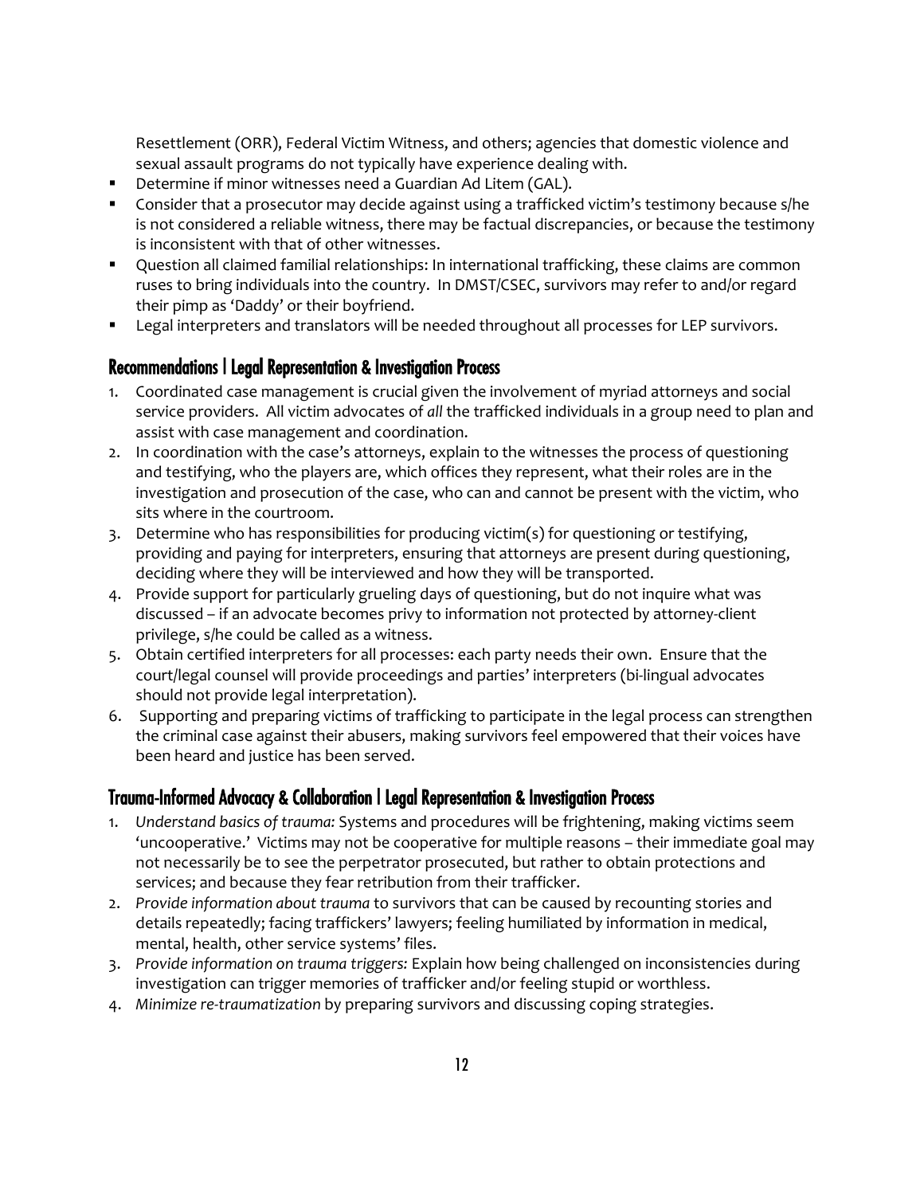Resettlement (ORR), Federal Victim Witness, and others; agencies that domestic violence and sexual assault programs do not typically have experience dealing with.

- Determine if minor witnesses need a Guardian Ad Litem (GAL).
- Consider that a prosecutor may decide against using a trafficked victim's testimony because s/he is not considered a reliable witness, there may be factual discrepancies, or because the testimony is inconsistent with that of other witnesses.
- Question all claimed familial relationships: In international trafficking, these claims are common ruses to bring individuals into the country. In DMST/CSEC, survivors may refer to and/or regard their pimp as 'Daddy' or their boyfriend.
- Legal interpreters and translators will be needed throughout all processes for LEP survivors.

## Recommendations | Legal Representation & Investigation Process

1. Coordinated case management is crucial given the involvement of myriad attorneys and social service providers. All victim advocates of *all* the trafficked individuals in a group need to plan and assist with case management and coordination.
2. In coordination with the case's attorneys, explain to the witnesses the process of questioning and testifying, who the players are, which offices they represent, what their roles are in the investigation and prosecution of the case, who can and cannot be present with the victim, who sits where in the courtroom.
3. Determine who has responsibilities for producing victim(s) for questioning or testifying, providing and paying for interpreters, ensuring that attorneys are present during questioning, deciding where they will be interviewed and how they will be transported.
4. Provide support for particularly grueling days of questioning, but do not inquire what was discussed – if an advocate becomes privy to information not protected by attorney-client privilege, s/he could be called as a witness.
5. Obtain certified interpreters for all processes: each party needs their own. Ensure that the court/legal counsel will provide proceedings and parties' interpreters (bi-lingual advocates should not provide legal interpretation).
6. Supporting and preparing victims of trafficking to participate in the legal process can strengthen the criminal case against their abusers, making survivors feel empowered that their voices have been heard and justice has been served.

## Trauma-Informed Advocacy & Collaboration | Legal Representation & Investigation Process

1. *Understand basics of trauma:* Systems and procedures will be frightening, making victims seem 'uncooperative.' Victims may not be cooperative for multiple reasons – their immediate goal may not necessarily be to see the perpetrator prosecuted, but rather to obtain protections and services; and because they fear retribution from their trafficker.
2. *Provide information about trauma* to survivors that can be caused by recounting stories and details repeatedly; facing traffickers' lawyers; feeling humiliated by information in medical, mental, health, other service systems' files.
3. *Provide information on trauma triggers:* Explain how being challenged on inconsistencies during investigation can trigger memories of trafficker and/or feeling stupid or worthless.
4. *Minimize re-traumatization* by preparing survivors and discussing coping strategies.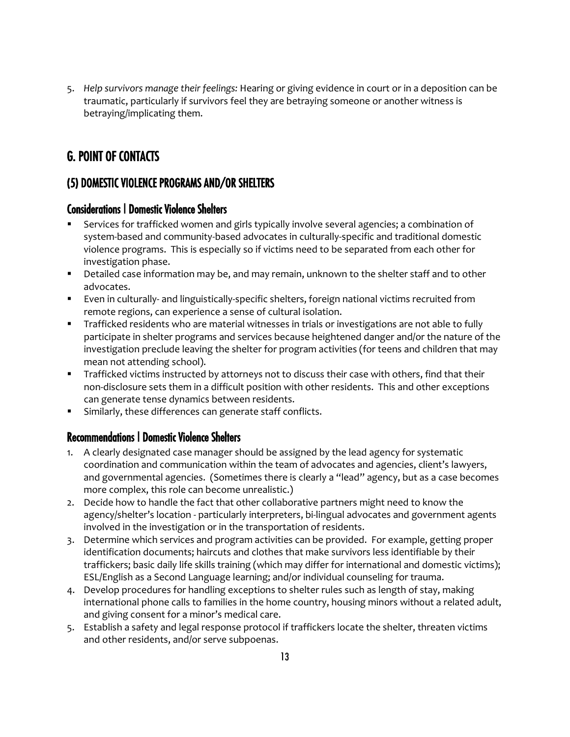5. *Help survivors manage their feelings:* Hearing or giving evidence in court or in a deposition can be traumatic, particularly if survivors feel they are betraying someone or another witness is betraying/implicating them.

## G. POINT OF CONTACTS

### (5) DOMESTIC VIOLENCE PROGRAMS AND/OR SHELTERS

#### Considerations | Domestic Violence Shelters

- Services for trafficked women and girls typically involve several agencies; a combination of system-based and community-based advocates in culturally-specific and traditional domestic violence programs. This is especially so if victims need to be separated from each other for investigation phase.
- Detailed case information may be, and may remain, unknown to the shelter staff and to other advocates.
- Even in culturally- and linguistically-specific shelters, foreign national victims recruited from remote regions, can experience a sense of cultural isolation.
- Trafficked residents who are material witnesses in trials or investigations are not able to fully participate in shelter programs and services because heightened danger and/or the nature of the investigation preclude leaving the shelter for program activities (for teens and children that may mean not attending school).
- Trafficked victims instructed by attorneys not to discuss their case with others, find that their non-disclosure sets them in a difficult position with other residents. This and other exceptions can generate tense dynamics between residents.
- Similarly, these differences can generate staff conflicts.

#### Recommendations | Domestic Violence Shelters

1. A clearly designated case manager should be assigned by the lead agency for systematic coordination and communication within the team of advocates and agencies, client's lawyers, and governmental agencies. (Sometimes there is clearly a "lead" agency, but as a case becomes more complex, this role can become unrealistic.)
2. Decide how to handle the fact that other collaborative partners might need to know the agency/shelter's location - particularly interpreters, bi-lingual advocates and government agents involved in the investigation or in the transportation of residents.
3. Determine which services and program activities can be provided. For example, getting proper identification documents; haircuts and clothes that make survivors less identifiable by their traffickers; basic daily life skills training (which may differ for international and domestic victims); ESL/English as a Second Language learning; and/or individual counseling for trauma.
4. Develop procedures for handling exceptions to shelter rules such as length of stay, making international phone calls to families in the home country, housing minors without a related adult, and giving consent for a minor's medical care.
5. Establish a safety and legal response protocol if traffickers locate the shelter, threaten victims and other residents, and/or serve subpoenas.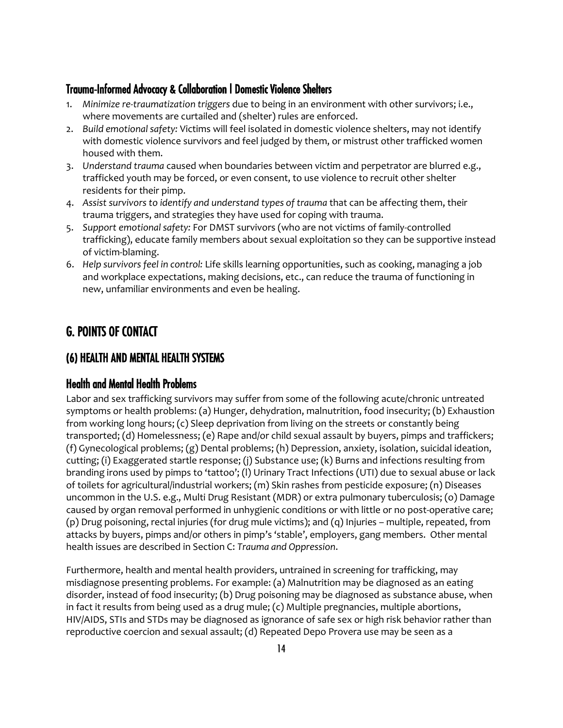### Trauma-Informed Advocacy & Collaboration | Domestic Violence Shelters

1. *Minimize re-traumatization triggers* due to being in an environment with other survivors; i.e., where movements are curtailed and (shelter) rules are enforced.
2. *Build emotional safety:* Victims will feel isolated in domestic violence shelters, may not identify with domestic violence survivors and feel judged by them, or mistrust other trafficked women housed with them.
3. *Understand trauma* caused when boundaries between victim and perpetrator are blurred e.g., trafficked youth may be forced, or even consent, to use violence to recruit other shelter residents for their pimp.
4. *Assist survivors to identify and understand types of trauma* that can be affecting them, their trauma triggers, and strategies they have used for coping with trauma.
5. *Support emotional safety:* For DMST survivors (who are not victims of family-controlled trafficking), educate family members about sexual exploitation so they can be supportive instead of victim-blaming.
6. *Help survivors feel in control:* Life skills learning opportunities, such as cooking, managing a job and workplace expectations, making decisions, etc., can reduce the trauma of functioning in new, unfamiliar environments and even be healing.

## G. POINTS OF CONTACT

## (6) HEALTH AND MENTAL HEALTH SYSTEMS

### Health and Mental Health Problems

Labor and sex trafficking survivors may suffer from some of the following acute/chronic untreated symptoms or health problems: (a) Hunger, dehydration, malnutrition, food insecurity; (b) Exhaustion from working long hours; (c) Sleep deprivation from living on the streets or constantly being transported; (d) Homelessness; (e) Rape and/or child sexual assault by buyers, pimps and traffickers; (f) Gynecological problems; (g) Dental problems; (h) Depression, anxiety, isolation, suicidal ideation, cutting; (i) Exaggerated startle response; (j) Substance use; (k) Burns and infections resulting from branding irons used by pimps to 'tattoo'; (l) Urinary Tract Infections (UTI) due to sexual abuse or lack of toilets for agricultural/industrial workers; (m) Skin rashes from pesticide exposure; (n) Diseases uncommon in the U.S. e.g., Multi Drug Resistant (MDR) or extra pulmonary tuberculosis; (o) Damage caused by organ removal performed in unhygienic conditions or with little or no post-operative care; (p) Drug poisoning, rectal injuries (for drug mule victims); and (q) Injuries – multiple, repeated, from attacks by buyers, pimps and/or others in pimp's 'stable', employers, gang members. Other mental health issues are described in Section C: *Trauma and Oppression*.

Furthermore, health and mental health providers, untrained in screening for trafficking, may misdiagnose presenting problems. For example: (a) Malnutrition may be diagnosed as an eating disorder, instead of food insecurity; (b) Drug poisoning may be diagnosed as substance abuse, when in fact it results from being used as a drug mule; (c) Multiple pregnancies, multiple abortions, HIV/AIDS, STIs and STDs may be diagnosed as ignorance of safe sex or high risk behavior rather than reproductive coercion and sexual assault; (d) Repeated Depo Provera use may be seen as a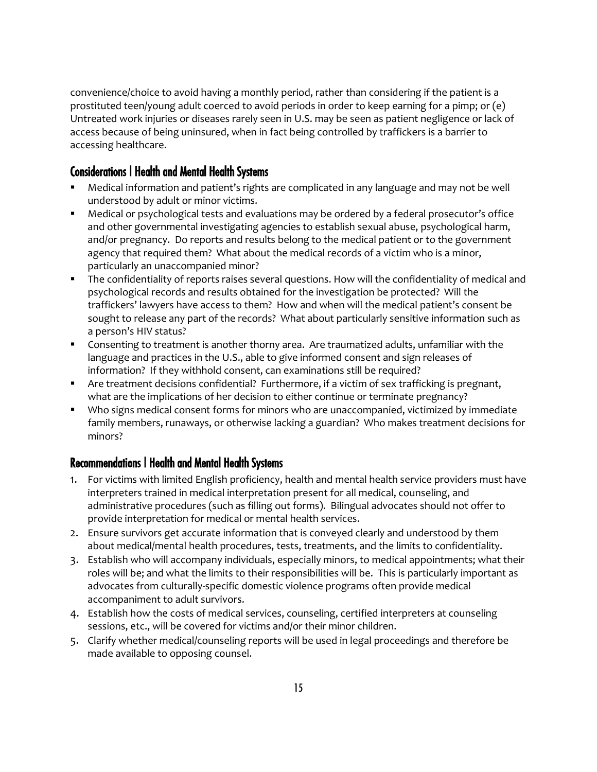convenience/choice to avoid having a monthly period, rather than considering if the patient is a prostituted teen/young adult coerced to avoid periods in order to keep earning for a pimp; or (e) Untreated work injuries or diseases rarely seen in U.S. may be seen as patient negligence or lack of access because of being uninsured, when in fact being controlled by traffickers is a barrier to accessing healthcare.

## Considerations | Health and Mental Health Systems

- Medical information and patient's rights are complicated in any language and may not be well understood by adult or minor victims.
- Medical or psychological tests and evaluations may be ordered by a federal prosecutor's office and other governmental investigating agencies to establish sexual abuse, psychological harm, and/or pregnancy. Do reports and results belong to the medical patient or to the government agency that required them? What about the medical records of a victim who is a minor, particularly an unaccompanied minor?
- The confidentiality of reports raises several questions. How will the confidentiality of medical and psychological records and results obtained for the investigation be protected? Will the traffickers' lawyers have access to them? How and when will the medical patient's consent be sought to release any part of the records? What about particularly sensitive information such as a person's HIV status?
- Consenting to treatment is another thorny area. Are traumatized adults, unfamiliar with the language and practices in the U.S., able to give informed consent and sign releases of information? If they withhold consent, can examinations still be required?
- Are treatment decisions confidential? Furthermore, if a victim of sex trafficking is pregnant, what are the implications of her decision to either continue or terminate pregnancy?
- Who signs medical consent forms for minors who are unaccompanied, victimized by immediate family members, runaways, or otherwise lacking a guardian? Who makes treatment decisions for minors?

## Recommendations | Health and Mental Health Systems

1. For victims with limited English proficiency, health and mental health service providers must have interpreters trained in medical interpretation present for all medical, counseling, and administrative procedures (such as filling out forms). Bilingual advocates should not offer to provide interpretation for medical or mental health services.
2. Ensure survivors get accurate information that is conveyed clearly and understood by them about medical/mental health procedures, tests, treatments, and the limits to confidentiality.
3. Establish who will accompany individuals, especially minors, to medical appointments; what their roles will be; and what the limits to their responsibilities will be. This is particularly important as advocates from culturally-specific domestic violence programs often provide medical accompaniment to adult survivors.
4. Establish how the costs of medical services, counseling, certified interpreters at counseling sessions, etc., will be covered for victims and/or their minor children.
5. Clarify whether medical/counseling reports will be used in legal proceedings and therefore be made available to opposing counsel.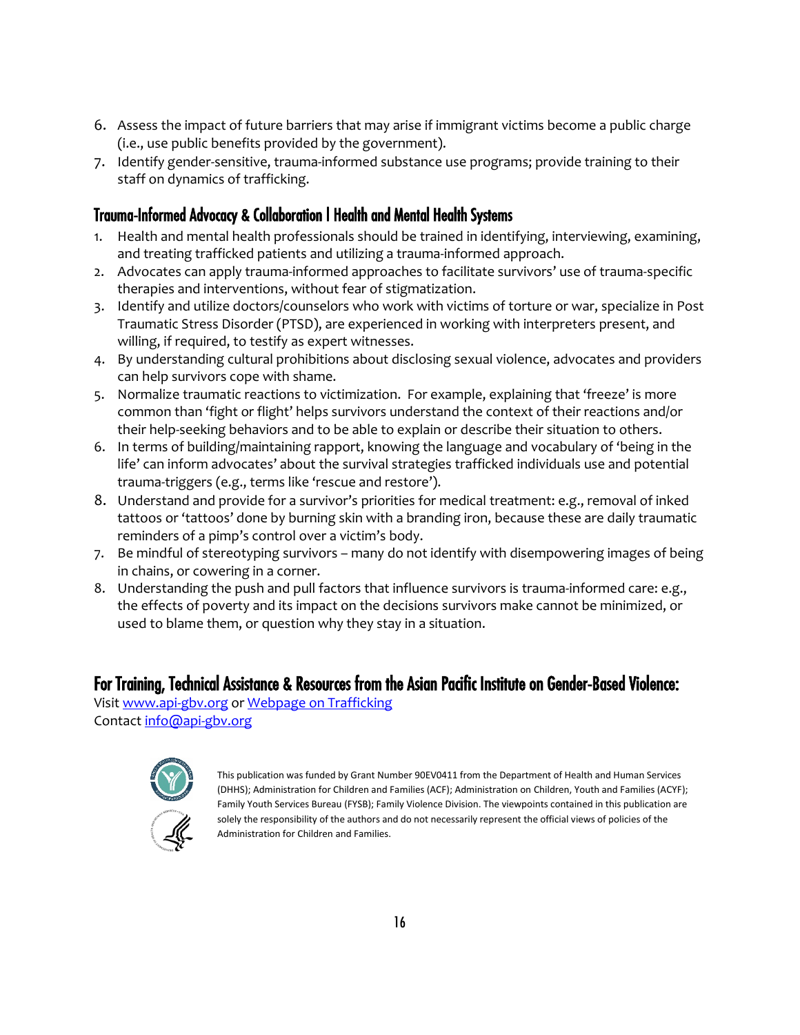6. Assess the impact of future barriers that may arise if immigrant victims become a public charge (i.e., use public benefits provided by the government).
7. Identify gender-sensitive, trauma-informed substance use programs; provide training to their staff on dynamics of trafficking.

## Trauma-Informed Advocacy & Collaboration | Health and Mental Health Systems

1. Health and mental health professionals should be trained in identifying, interviewing, examining, and treating trafficked patients and utilizing a trauma-informed approach.
2. Advocates can apply trauma-informed approaches to facilitate survivors' use of trauma-specific therapies and interventions, without fear of stigmatization.
3. Identify and utilize doctors/counselors who work with victims of torture or war, specialize in Post Traumatic Stress Disorder (PTSD), are experienced in working with interpreters present, and willing, if required, to testify as expert witnesses.
4. By understanding cultural prohibitions about disclosing sexual violence, advocates and providers can help survivors cope with shame.
5. Normalize traumatic reactions to victimization. For example, explaining that 'freeze' is more common than 'fight or flight' helps survivors understand the context of their reactions and/or their help-seeking behaviors and to be able to explain or describe their situation to others.
6. In terms of building/maintaining rapport, knowing the language and vocabulary of 'being in the life' can inform advocates' about the survival strategies trafficked individuals use and potential trauma-triggers (e.g., terms like 'rescue and restore').
8. Understand and provide for a survivor's priorities for medical treatment: e.g., removal of inked tattoos or 'tattoos' done by burning skin with a branding iron, because these are daily traumatic reminders of a pimp's control over a victim's body.
7. Be mindful of stereotyping survivors – many do not identify with disempowering images of being in chains, or cowering in a corner.
8. Understanding the push and pull factors that influence survivors is trauma-informed care: e.g., the effects of poverty and its impact on the decisions survivors make cannot be minimized, or used to blame them, or question why they stay in a situation.

## For Training, Technical Assistance & Resources from the Asian Pacific Institute on Gender-Based Violence:

Visit [www.api-gbv.org](http://www.api-gbv.org) or [Webpage on Trafficking]()
Contact [info@api-gbv.org](mailto:info@api-gbv.org)

This publication was funded by Grant Number 90EV0411 from the Department of Health and Human Services (DHHS); Administration for Children and Families (ACF); Administration on Children, Youth and Families (ACYF); Family Youth Services Bureau (FYSB); Family Violence Division. The viewpoints contained in this publication are solely the responsibility of the authors and do not necessarily represent the official views of policies of the Administration for Children and Families.